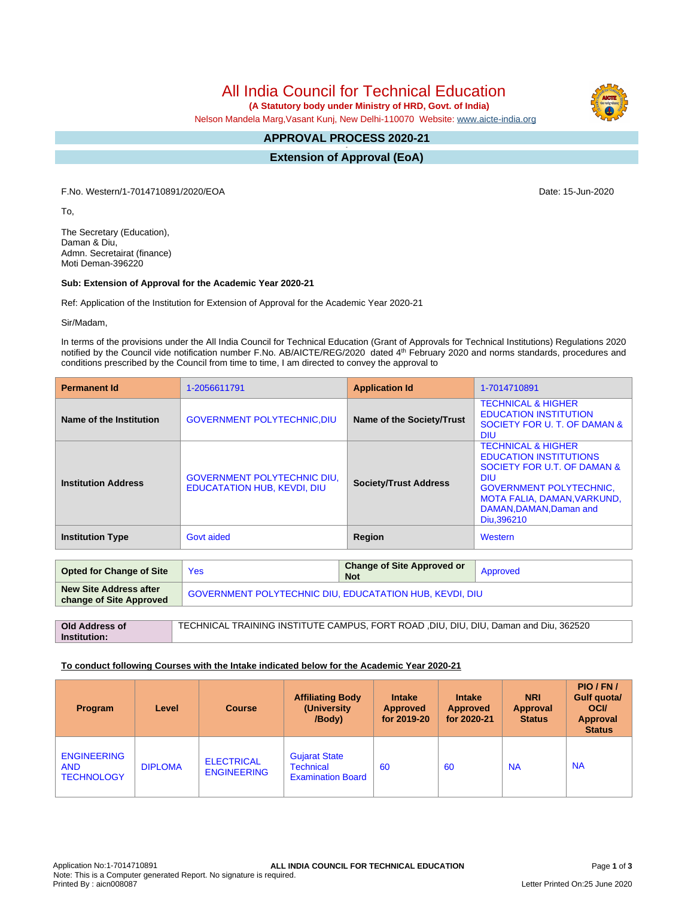# All India Council for Technical Education

**(A Statutory body under Ministry of HRD, Govt. of India)**

Nelson Mandela Marg,Vasant Kunj, New Delhi-110070 Website: www.aicte-india.org

## APPROVAL PROCESS 2020-21

## Extension of Approval (EoA)

F.No. Western/1-7014710891/2020/EOA

Date: 15-Jun-2020

To,

The Secretary (Education),
Daman & Diu,
Admn. Secretairat (finance)
Moti Deman-396220

**Sub: Extension of Approval for the Academic Year 2020-21**

Ref: Application of the Institution for Extension of Approval for the Academic Year 2020-21

Sir/Madam,

In terms of the provisions under the All India Council for Technical Education (Grant of Approvals for Technical Institutions) Regulations 2020 notified by the Council vide notification number F.No. AB/AICTE/REG/2020 dated 4th February 2020 and norms standards, procedures and conditions prescribed by the Council from time to time, I am directed to convey the approval to

| **Permanent Id** | 1-2056611791 | **Application Id** | 1-7014710891 |
|---|---|---|---|
| **Name of the Institution** | GOVERNMENT POLYTECHNIC,DIU | **Name of the Society/Trust** | TECHNICAL & HIGHER EDUCATION INSTITUTION SOCIETY FOR U. T. OF DAMAN & DIU |
| **Institution Address** | GOVERNMENT POLYTECHNIC DIU, EDUCATATION HUB, KEVDI, DIU | **Society/Trust Address** | TECHNICAL & HIGHER EDUCATION INSTITUTIONS SOCIETY FOR U.T. OF DAMAN & DIU GOVERNMENT POLYTECHNIC, MOTA FALIA, DAMAN,VARKUND, DAMAN,DAMAN,Daman and Diu,396210 |
| **Institution Type** | Govt aided | **Region** | Western |

| **Opted for Change of Site** | Yes | **Change of Site Approved or Not** | Approved |
|---|---|---|---|
| **New Site Address after change of Site Approved** | GOVERNMENT POLYTECHNIC DIU, EDUCATATION HUB, KEVDI, DIU | | |

| **Old Address of Institution:** | TECHNICAL TRAINING INSTITUTE CAMPUS, FORT ROAD ,DIU, DIU, DIU, Daman and Diu, 362520 |
|---|---|

**To conduct following Courses with the Intake indicated below for the Academic Year 2020-21**

| Program | Level | Course | Affiliating Body (University /Body) | Intake Approved for 2019-20 | Intake Approved for 2020-21 | NRI Approval Status | PIO / FN / Gulf quota/ OCI/ Approval Status |
|---|---|---|---|---|---|---|---|
| ENGINEERING AND TECHNOLOGY | DIPLOMA | ELECTRICAL ENGINEERING | Gujarat State Technical Examination Board | 60 | 60 | NA | NA |

Application No:1-7014710891
Note: This is a Computer generated Report. No signature is required.
Printed By : aicn008087
Letter Printed On:25 June 2020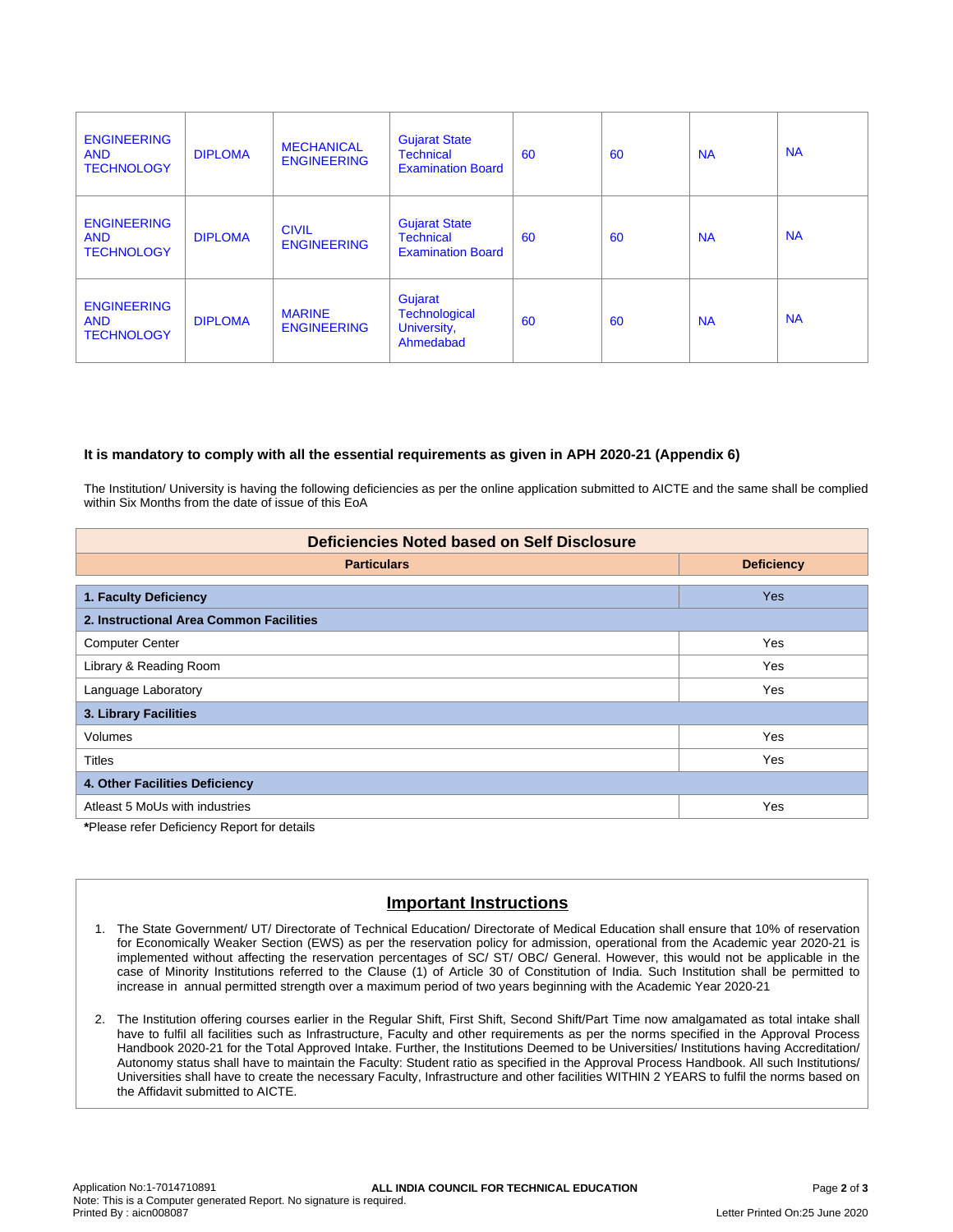| | | | | | | | |
|---|---|---|---|---|---|---|---|
| ENGINEERING AND TECHNOLOGY | DIPLOMA | MECHANICAL ENGINEERING | Gujarat State Technical Examination Board | 60 | 60 | NA | NA |
| ENGINEERING AND TECHNOLOGY | DIPLOMA | CIVIL ENGINEERING | Gujarat State Technical Examination Board | 60 | 60 | NA | NA |
| ENGINEERING AND TECHNOLOGY | DIPLOMA | MARINE ENGINEERING | Gujarat Technological University, Ahmedabad | 60 | 60 | NA | NA |

**It is mandatory to comply with all the essential requirements as given in APH 2020-21 (Appendix 6)**

The Institution/ University is having the following deficiencies as per the online application submitted to AICTE and the same shall be complied within Six Months from the date of issue of this EoA

**Deficiencies Noted based on Self Disclosure**

| Particulars | Deficiency |
|---|---|
| **1. Faculty Deficiency** | Yes |
| **2. Instructional Area Common Facilities** | |
| Computer Center | Yes |
| Library & Reading Room | Yes |
| Language Laboratory | Yes |
| **3. Library Facilities** | |
| Volumes | Yes |
| Titles | Yes |
| **4. Other Facilities Deficiency** | |
| Atleast 5 MoUs with industries | Yes |

**\***Please refer Deficiency Report for details

## Important Instructions

1. The State Government/ UT/ Directorate of Technical Education/ Directorate of Medical Education shall ensure that 10% of reservation for Economically Weaker Section (EWS) as per the reservation policy for admission, operational from the Academic year 2020-21 is implemented without affecting the reservation percentages of SC/ ST/ OBC/ General. However, this would not be applicable in the case of Minority Institutions referred to the Clause (1) of Article 30 of Constitution of India. Such Institution shall be permitted to increase in annual permitted strength over a maximum period of two years beginning with the Academic Year 2020-21
2. The Institution offering courses earlier in the Regular Shift, First Shift, Second Shift/Part Time now amalgamated as total intake shall have to fulfil all facilities such as Infrastructure, Faculty and other requirements as per the norms specified in the Approval Process Handbook 2020-21 for the Total Approved Intake. Further, the Institutions Deemed to be Universities/ Institutions having Accreditation/ Autonomy status shall have to maintain the Faculty: Student ratio as specified in the Approval Process Handbook. All such Institutions/ Universities shall have to create the necessary Faculty, Infrastructure and other facilities WITHIN 2 YEARS to fulfil the norms based on the Affidavit submitted to AICTE.

Application No:1-7014710891 **ALL INDIA COUNCIL FOR TECHNICAL EDUCATION**
Note: This is a Computer generated Report. No signature is required.
Printed By : aicn008087 Letter Printed On:25 June 2020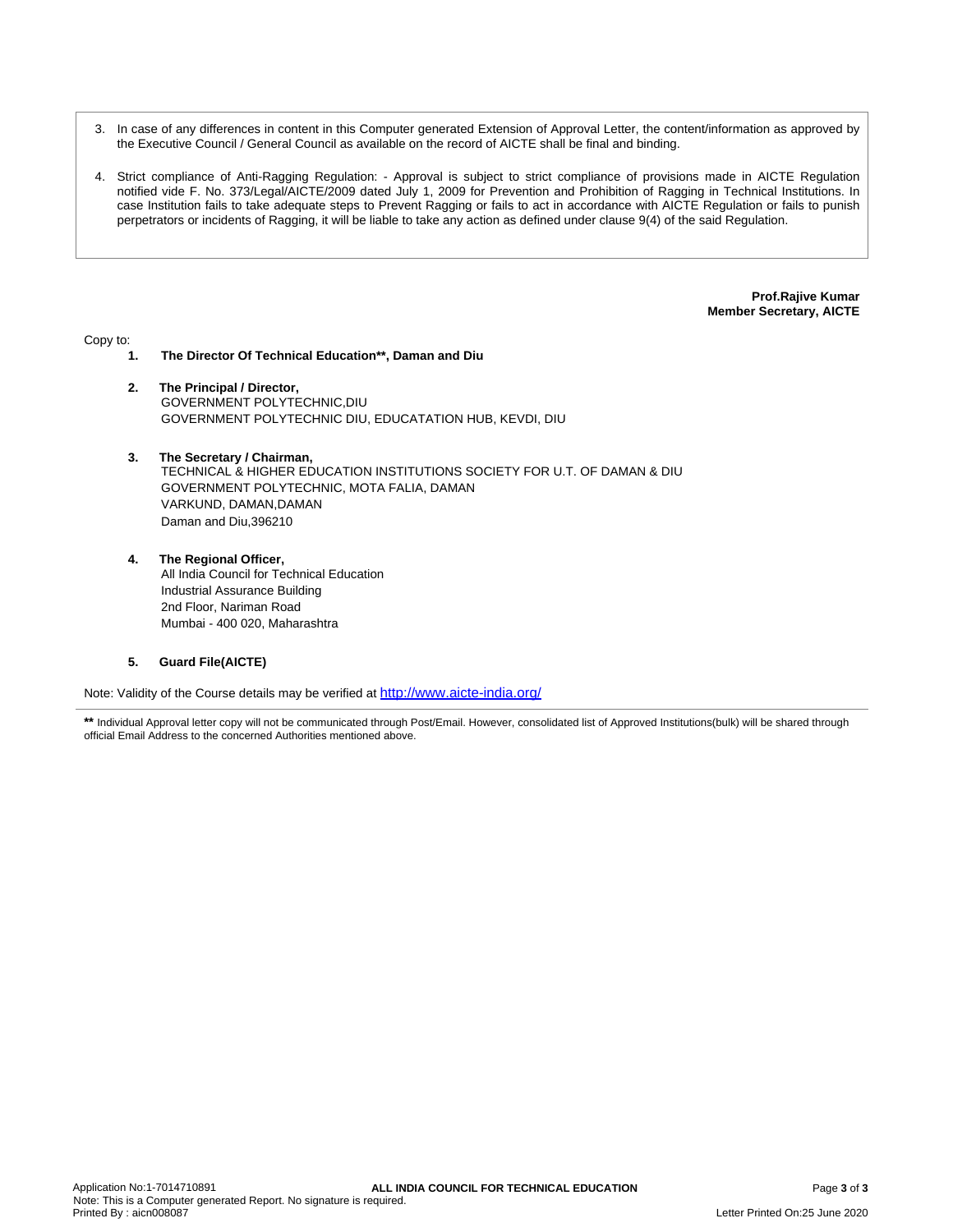3. In case of any differences in content in this Computer generated Extension of Approval Letter, the content/information as approved by the Executive Council / General Council as available on the record of AICTE shall be final and binding.

4. Strict compliance of Anti-Ragging Regulation: - Approval is subject to strict compliance of provisions made in AICTE Regulation notified vide F. No. 373/Legal/AICTE/2009 dated July 1, 2009 for Prevention and Prohibition of Ragging in Technical Institutions. In case Institution fails to take adequate steps to Prevent Ragging or fails to act in accordance with AICTE Regulation or fails to punish perpetrators or incidents of Ragging, it will be liable to take any action as defined under clause 9(4) of the said Regulation.

**Prof.Rajive Kumar**
**Member Secretary, AICTE**

Copy to:

1. **The Director Of Technical Education\*\*, Daman and Diu**

2. **The Principal / Director,**
   GOVERNMENT POLYTECHNIC,DIU
   GOVERNMENT POLYTECHNIC DIU, EDUCATATION HUB, KEVDI, DIU

3. **The Secretary / Chairman,**
   TECHNICAL & HIGHER EDUCATION INSTITUTIONS SOCIETY FOR U.T. OF DAMAN & DIU
   GOVERNMENT POLYTECHNIC, MOTA FALIA, DAMAN
   VARKUND, DAMAN,DAMAN
   Daman and Diu,396210

4. **The Regional Officer,**
   All India Council for Technical Education
   Industrial Assurance Building
   2nd Floor, Nariman Road
   Mumbai - 400 020, Maharashtra

5. **Guard File(AICTE)**

Note: Validity of the Course details may be verified at http://www.aicte-india.org/

**\*\*** Individual Approval letter copy will not be communicated through Post/Email. However, consolidated list of Approved Institutions(bulk) will be shared through official Email Address to the concerned Authorities mentioned above.

Application No:1-7014710891
Note: This is a Computer generated Report. No signature is required.
Printed By : aicn008087

ALL INDIA COUNCIL FOR TECHNICAL EDUCATION

Letter Printed On:25 June 2020